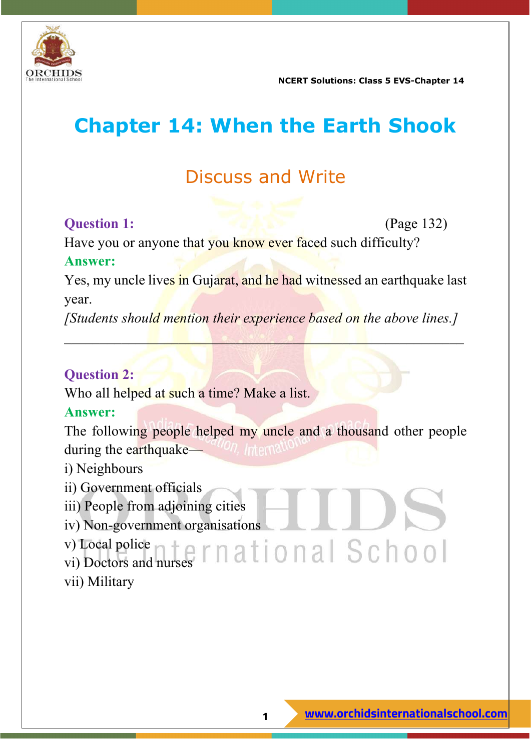# Chapter 14: When the Earth Shook

## Discuss and Write

**Question 1:** (Page 132)

Have you or anyone that you know ever faced such difficulty?

**Answer:**

Yes, my uncle lives in Gujarat, and he had witnessed an earthquake last year.

*[Students should mention their experience based on the above lines.]*

---

**Question 2:**

Who all helped at such a time? Make a list.

**Answer:**

The following people helped my uncle and a thousand other people during the earthquake—

i) Neighbours
ii) Government officials
iii) People from adjoining cities
iv) Non-government organisations
v) Local police
vi) Doctors and nurses
vii) Military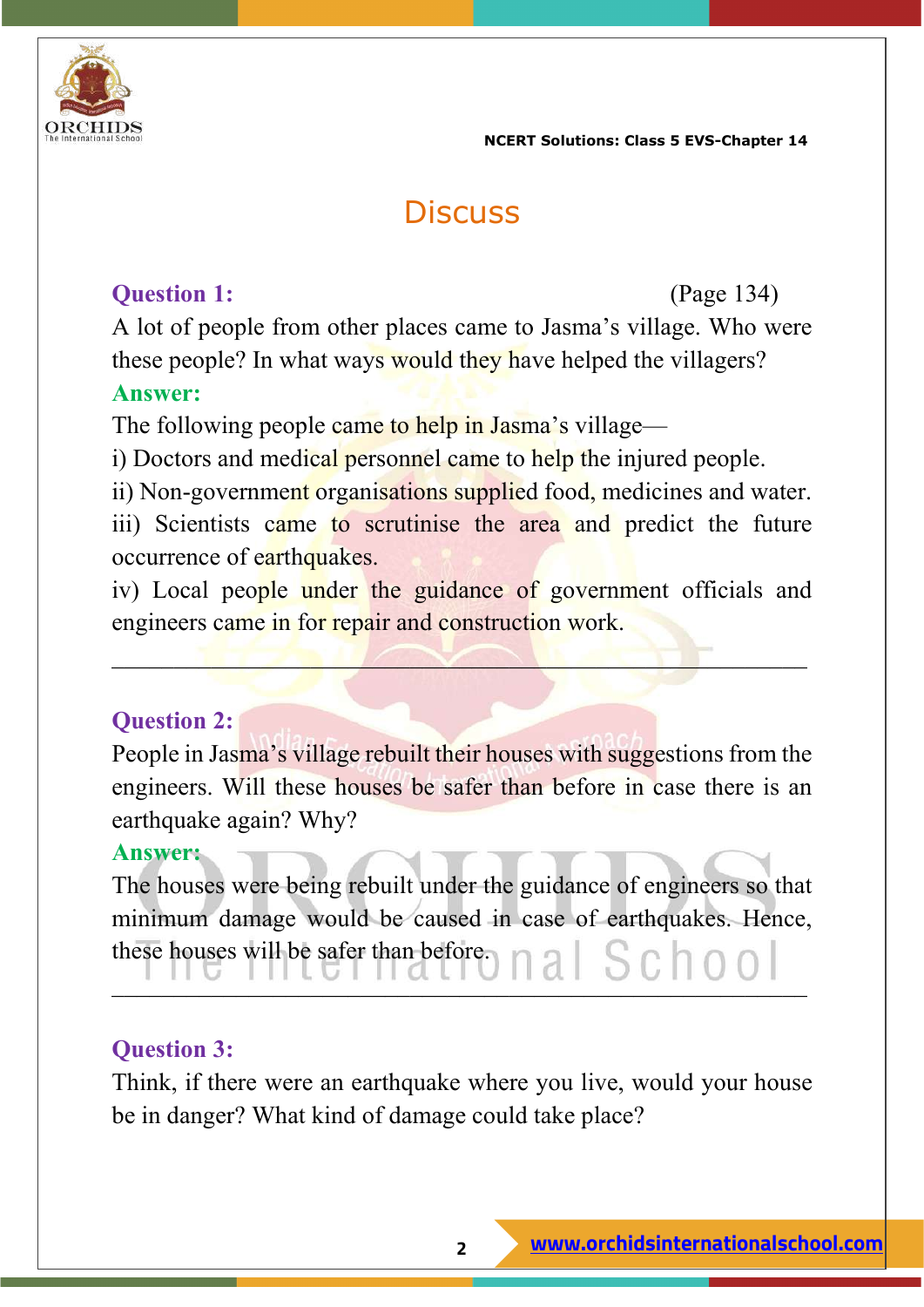## Discuss

**Question 1:** (Page 134)

A lot of people from other places came to Jasma's village. Who were these people? In what ways would they have helped the villagers?

**Answer:**

The following people came to help in Jasma's village—

i) Doctors and medical personnel came to help the injured people.

ii) Non-government organisations supplied food, medicines and water.

iii) Scientists came to scrutinise the area and predict the future occurrence of earthquakes.

iv) Local people under the guidance of government officials and engineers came in for repair and construction work.

---

**Question 2:**

People in Jasma's village rebuilt their houses with suggestions from the engineers. Will these houses be safer than before in case there is an earthquake again? Why?

**Answer:**

The houses were being rebuilt under the guidance of engineers so that minimum damage would be caused in case of earthquakes. Hence, these houses will be safer than before.

---

**Question 3:**

Think, if there were an earthquake where you live, would your house be in danger? What kind of damage could take place?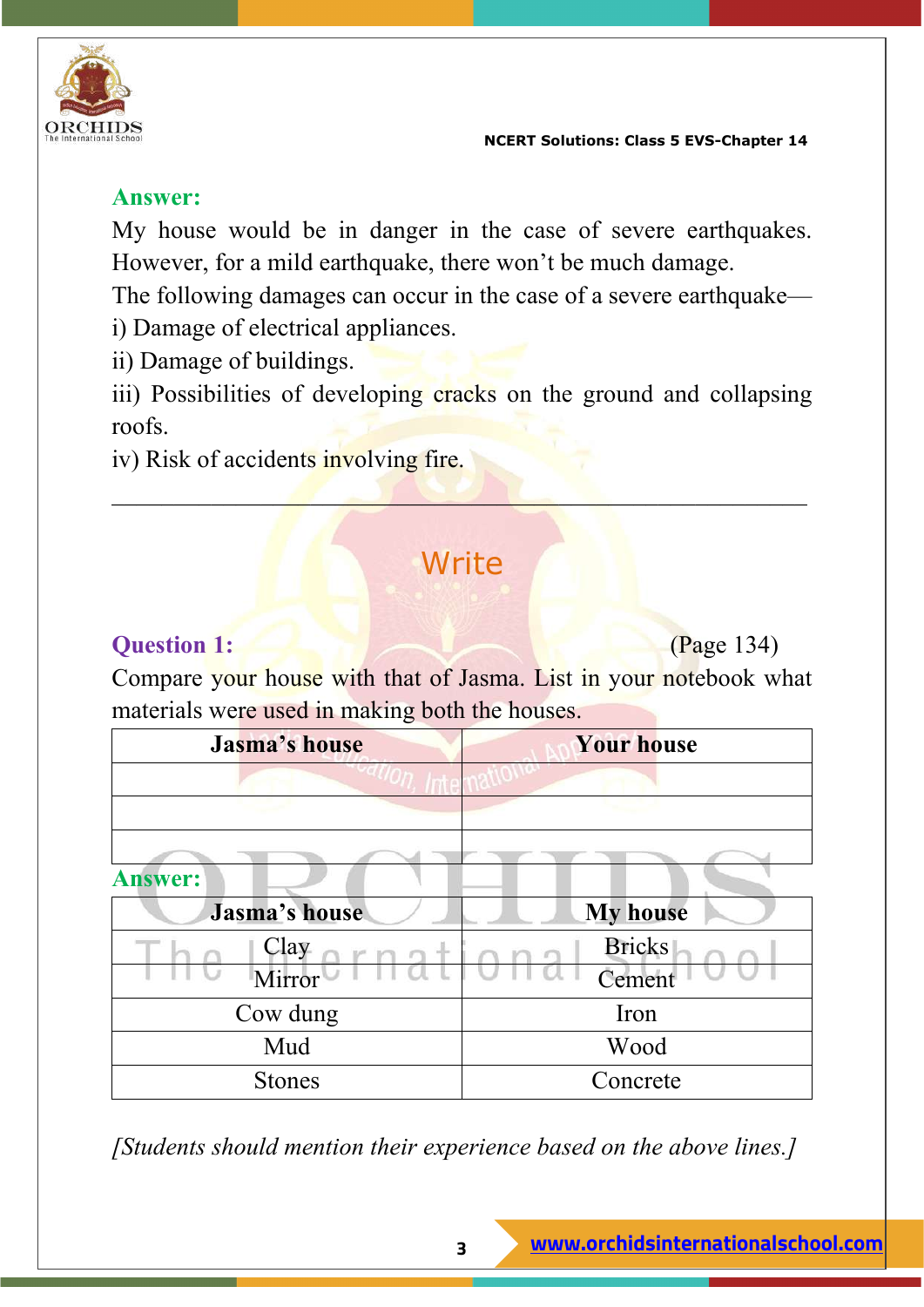**Answer:**

My house would be in danger in the case of severe earthquakes. However, for a mild earthquake, there won't be much damage.

The following damages can occur in the case of a severe earthquake—

i) Damage of electrical appliances.

ii) Damage of buildings.

iii) Possibilities of developing cracks on the ground and collapsing roofs.

iv) Risk of accidents involving fire.

---

## Write

**Question 1:** (Page 134)

Compare your house with that of Jasma. List in your notebook what materials were used in making both the houses.

| Jasma's house | Your house |
|---|---|
| | |
| | |
| | |

**Answer:**

| Jasma's house | My house |
|---|---|
| Clay | Bricks |
| Mirror | Cement |
| Cow dung | Iron |
| Mud | Wood |
| Stones | Concrete |

*[Students should mention their experience based on the above lines.]*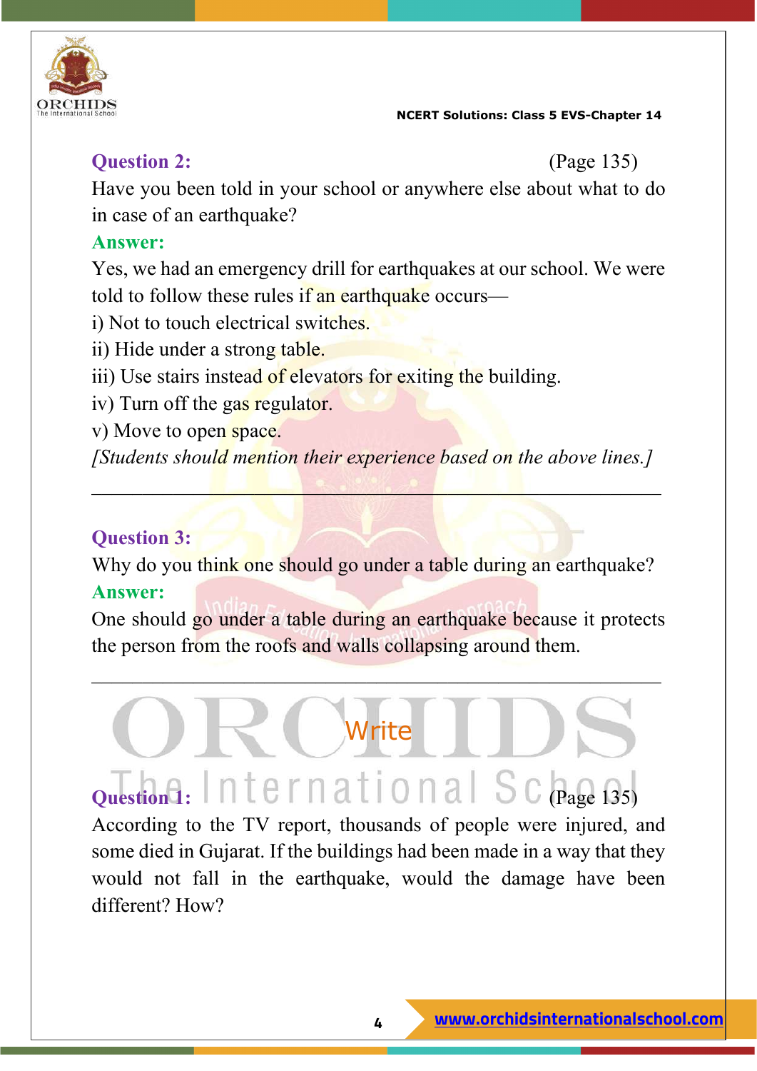**Question 2:** (Page 135)

Have you been told in your school or anywhere else about what to do in case of an earthquake?

**Answer:**

Yes, we had an emergency drill for earthquakes at our school. We were told to follow these rules if an earthquake occurs—

i) Not to touch electrical switches.

ii) Hide under a strong table.

iii) Use stairs instead of elevators for exiting the building.

iv) Turn off the gas regulator.

v) Move to open space.

*[Students should mention their experience based on the above lines.]*

---

**Question 3:**

Why do you think one should go under a table during an earthquake?

**Answer:**

One should go under a table during an earthquake because it protects the person from the roofs and walls collapsing around them.

---

## Write

**Question 1:** (Page 135)

According to the TV report, thousands of people were injured, and some died in Gujarat. If the buildings had been made in a way that they would not fall in the earthquake, would the damage have been different? How?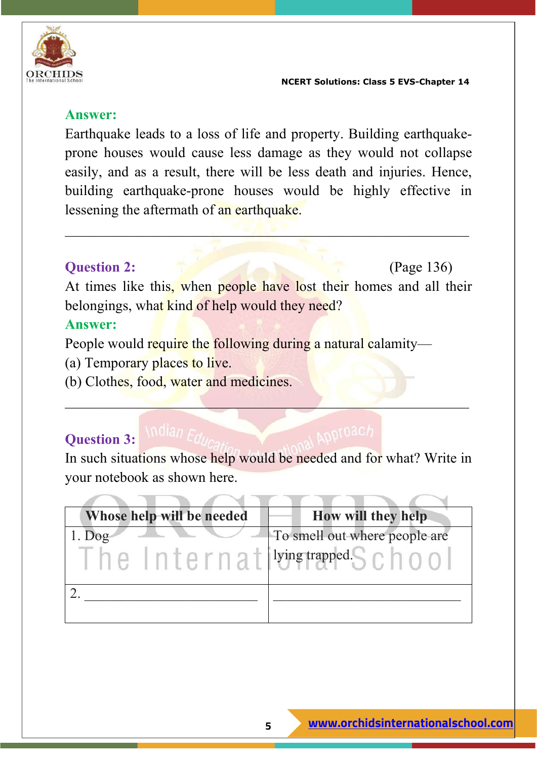**Answer:**

Earthquake leads to a loss of life and property. Building earthquake-prone houses would cause less damage as they would not collapse easily, and as a result, there will be less death and injuries. Hence, building earthquake-prone houses would be highly effective in lessening the aftermath of an earthquake.

---

**Question 2:** (Page 136)

At times like this, when people have lost their homes and all their belongings, what kind of help would they need?

**Answer:**

People would require the following during a natural calamity—

(a) Temporary places to live.

(b) Clothes, food, water and medicines.

---

**Question 3:**

In such situations whose help would be needed and for what? Write in your notebook as shown here.

| Whose help will be needed | How will they help |
|---|---|
| 1. Dog | To smell out where people are lying trapped. |
| 2. ______________________ | ______________________ |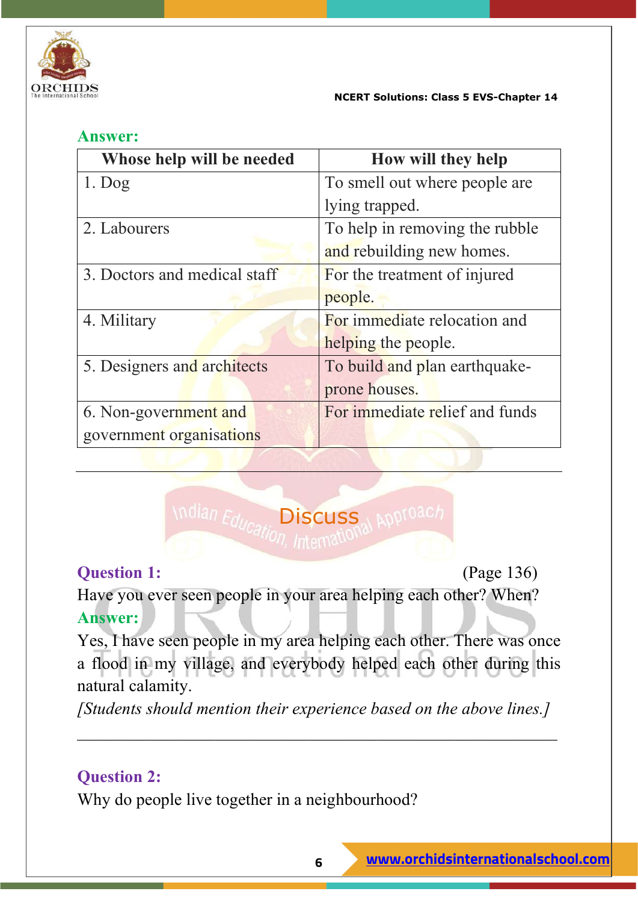**Answer:**

| Whose help will be needed | How will they help |
|---|---|
| 1. Dog | To smell out where people are lying trapped. |
| 2. Labourers | To help in removing the rubble and rebuilding new homes. |
| 3. Doctors and medical staff | For the treatment of injured people. |
| 4. Military | For immediate relocation and helping the people. |
| 5. Designers and architects | To build and plan earthquake-prone houses. |
| 6. Non-government and government organisations | For immediate relief and funds |

---

## Discuss

**Question 1:** (Page 136)

Have you ever seen people in your area helping each other? When?

**Answer:**

Yes, I have seen people in my area helping each other. There was once a flood in my village, and everybody helped each other during this natural calamity.

*[Students should mention their experience based on the above lines.]*

---

**Question 2:**

Why do people live together in a neighbourhood?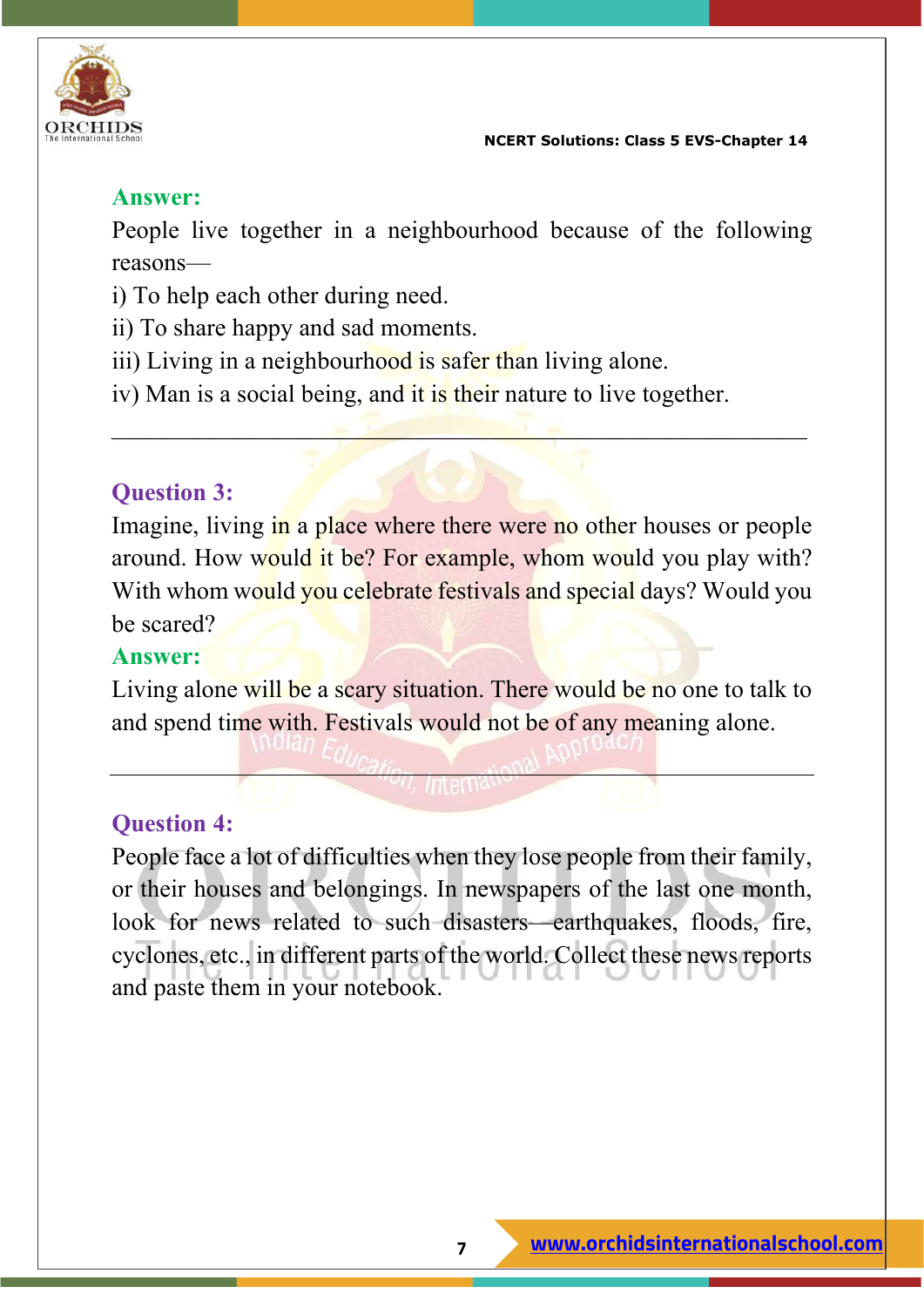**Answer:**

People live together in a neighbourhood because of the following reasons—

i) To help each other during need.

ii) To share happy and sad moments.

iii) Living in a neighbourhood is safer than living alone.

iv) Man is a social being, and it is their nature to live together.

---

**Question 3:**

Imagine, living in a place where there were no other houses or people around. How would it be? For example, whom would you play with? With whom would you celebrate festivals and special days? Would you be scared?

**Answer:**

Living alone will be a scary situation. There would be no one to talk to and spend time with. Festivals would not be of any meaning alone.

---

**Question 4:**

People face a lot of difficulties when they lose people from their family, or their houses and belongings. In newspapers of the last one month, look for news related to such disasters—earthquakes, floods, fire, cyclones, etc., in different parts of the world. Collect these news reports and paste them in your notebook.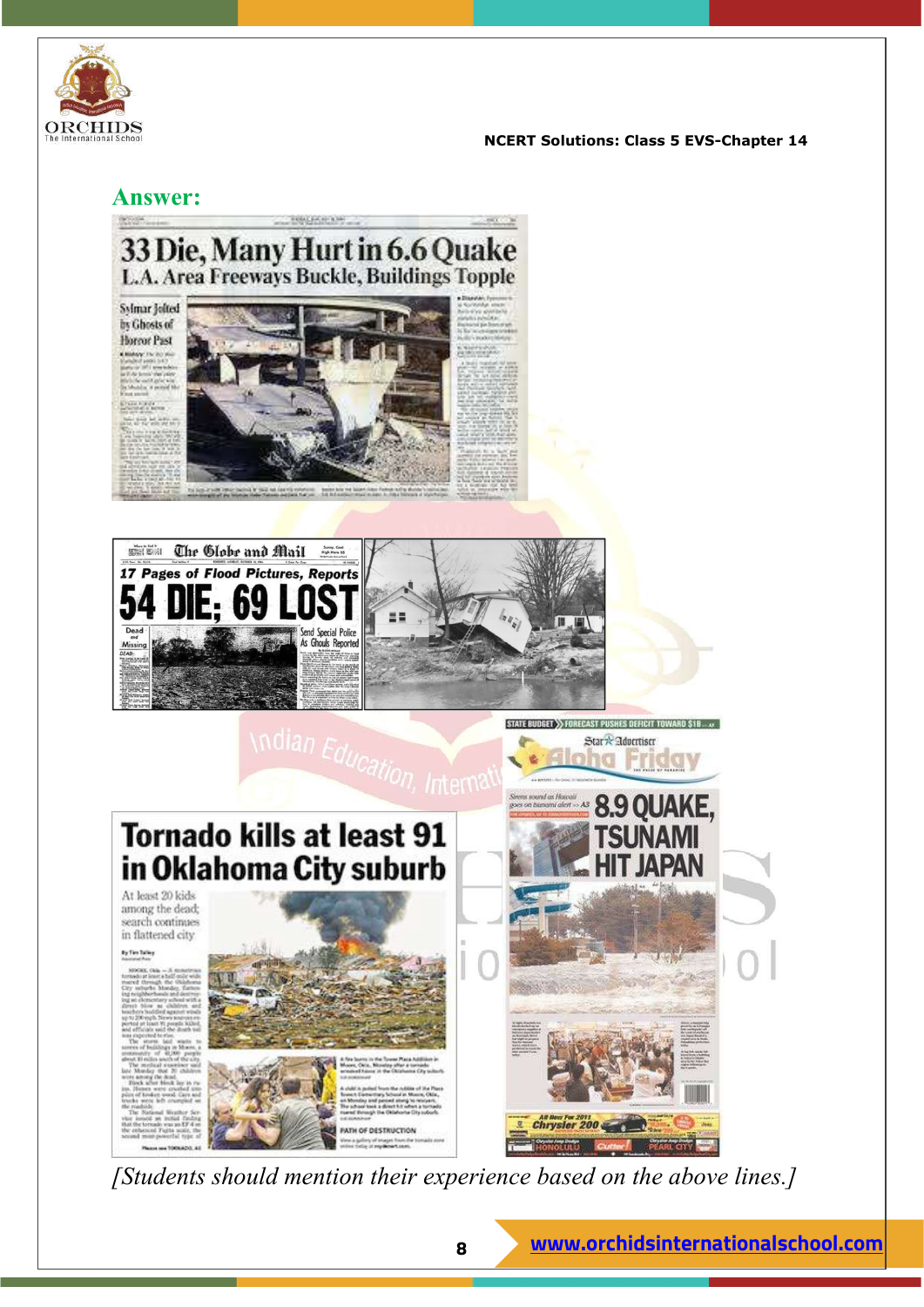## Answer:

*[Students should mention their experience based on the above lines.]*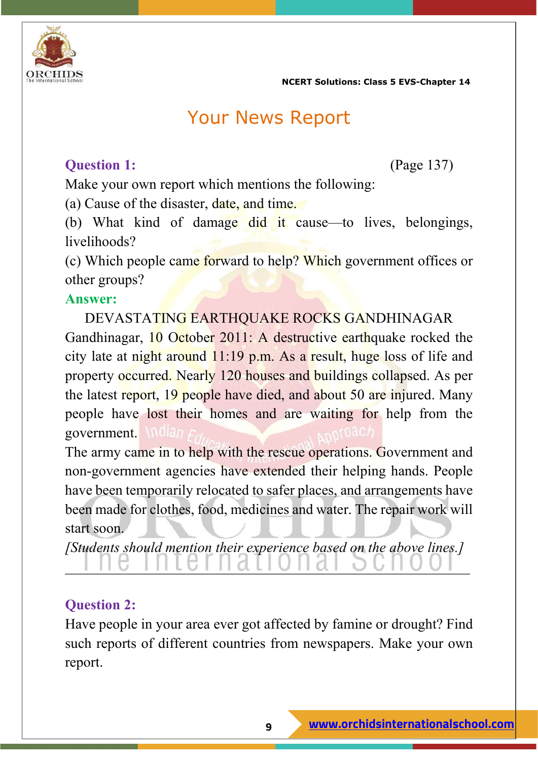# Your News Report

**Question 1:** (Page 137)

Make your own report which mentions the following:

(a) Cause of the disaster, date, and time.

(b) What kind of damage did it cause—to lives, belongings, livelihoods?

(c) Which people came forward to help? Which government offices or other groups?

**Answer:**

DEVASTATING EARTHQUAKE ROCKS GANDHINAGAR

Gandhinagar, 10 October 2011: A destructive earthquake rocked the city late at night around 11:19 p.m. As a result, huge loss of life and property occurred. Nearly 120 houses and buildings collapsed. As per the latest report, 19 people have died, and about 50 are injured. Many people have lost their homes and are waiting for help from the government.

The army came in to help with the rescue operations. Government and non-government agencies have extended their helping hands. People have been temporarily relocated to safer places, and arrangements have been made for clothes, food, medicines and water. The repair work will start soon.

*[Students should mention their experience based on the above lines.]*

---

**Question 2:**

Have people in your area ever got affected by famine or drought? Find such reports of different countries from newspapers. Make your own report.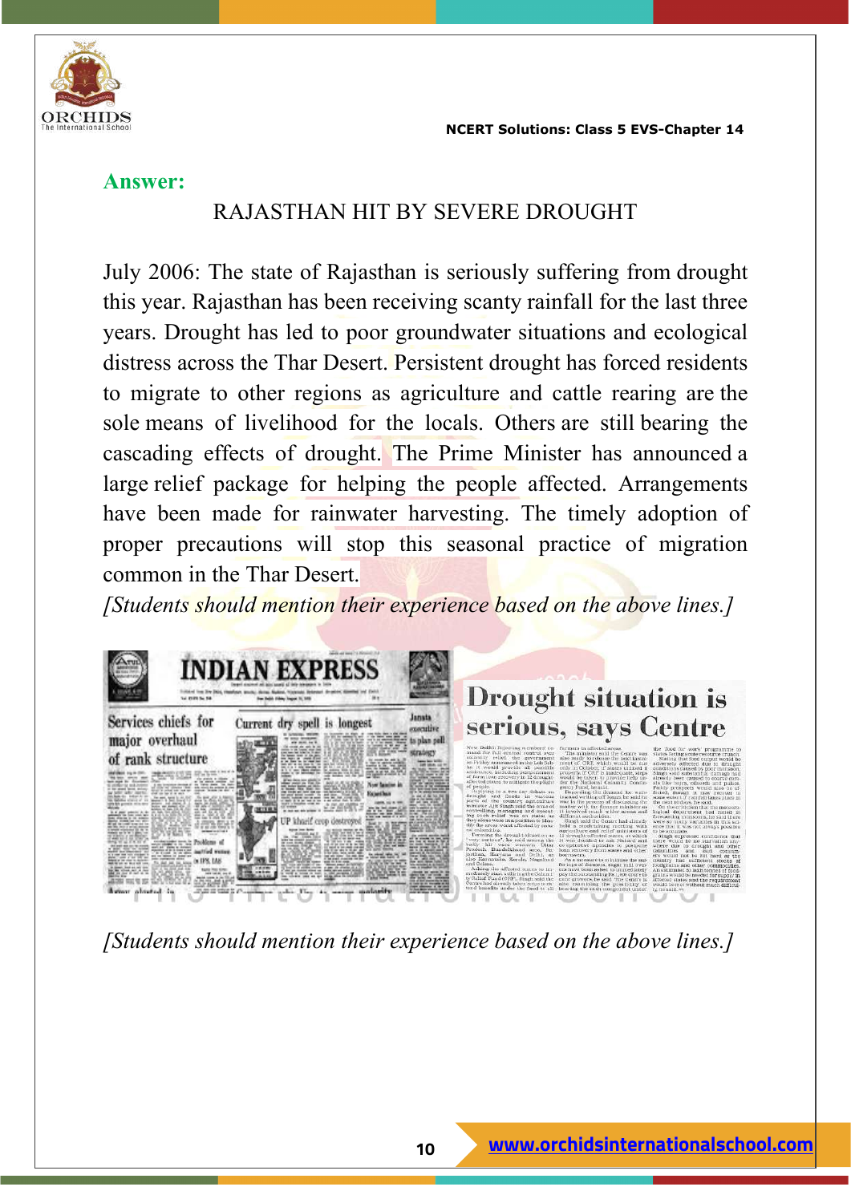**Answer:**

RAJASTHAN HIT BY SEVERE DROUGHT

July 2006: The state of Rajasthan is seriously suffering from drought this year. Rajasthan has been receiving scanty rainfall for the last three years. Drought has led to poor groundwater situations and ecological distress across the Thar Desert. Persistent drought has forced residents to migrate to other regions as agriculture and cattle rearing are the sole means of livelihood for the locals. Others are still bearing the cascading effects of drought. The Prime Minister has announced a large relief package for helping the people affected. Arrangements have been made for rainwater harvesting. The timely adoption of proper precautions will stop this seasonal practice of migration common in the Thar Desert.

*[Students should mention their experience based on the above lines.]*

*[Students should mention their experience based on the above lines.]*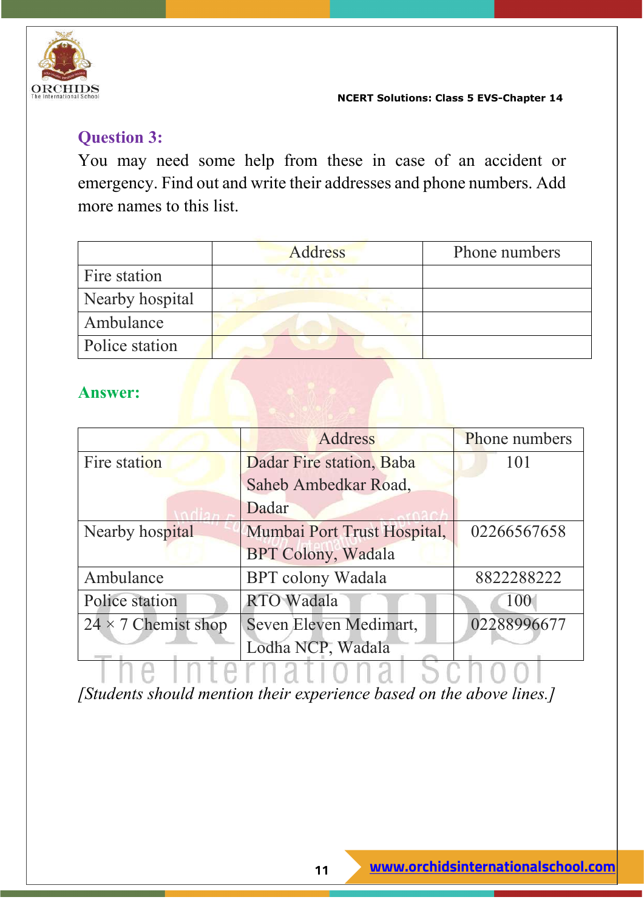### Question 3:

You may need some help from these in case of an accident or emergency. Find out and write their addresses and phone numbers. Add more names to this list.

| | Address | Phone numbers |
|---|---|---|
| Fire station | | |
| Nearby hospital | | |
| Ambulance | | |
| Police station | | |

### Answer:

| | Address | Phone numbers |
|---|---|---|
| Fire station | Dadar Fire station, Baba Saheb Ambedkar Road, Dadar | 101 |
| Nearby hospital | Mumbai Port Trust Hospital, BPT Colony, Wadala | 02266567658 |
| Ambulance | BPT colony Wadala | 8822288222 |
| Police station | RTO Wadala | 100 |
| 24 × 7 Chemist shop | Seven Eleven Medimart, Lodha NCP, Wadala | 02288996677 |

*[Students should mention their experience based on the above lines.]*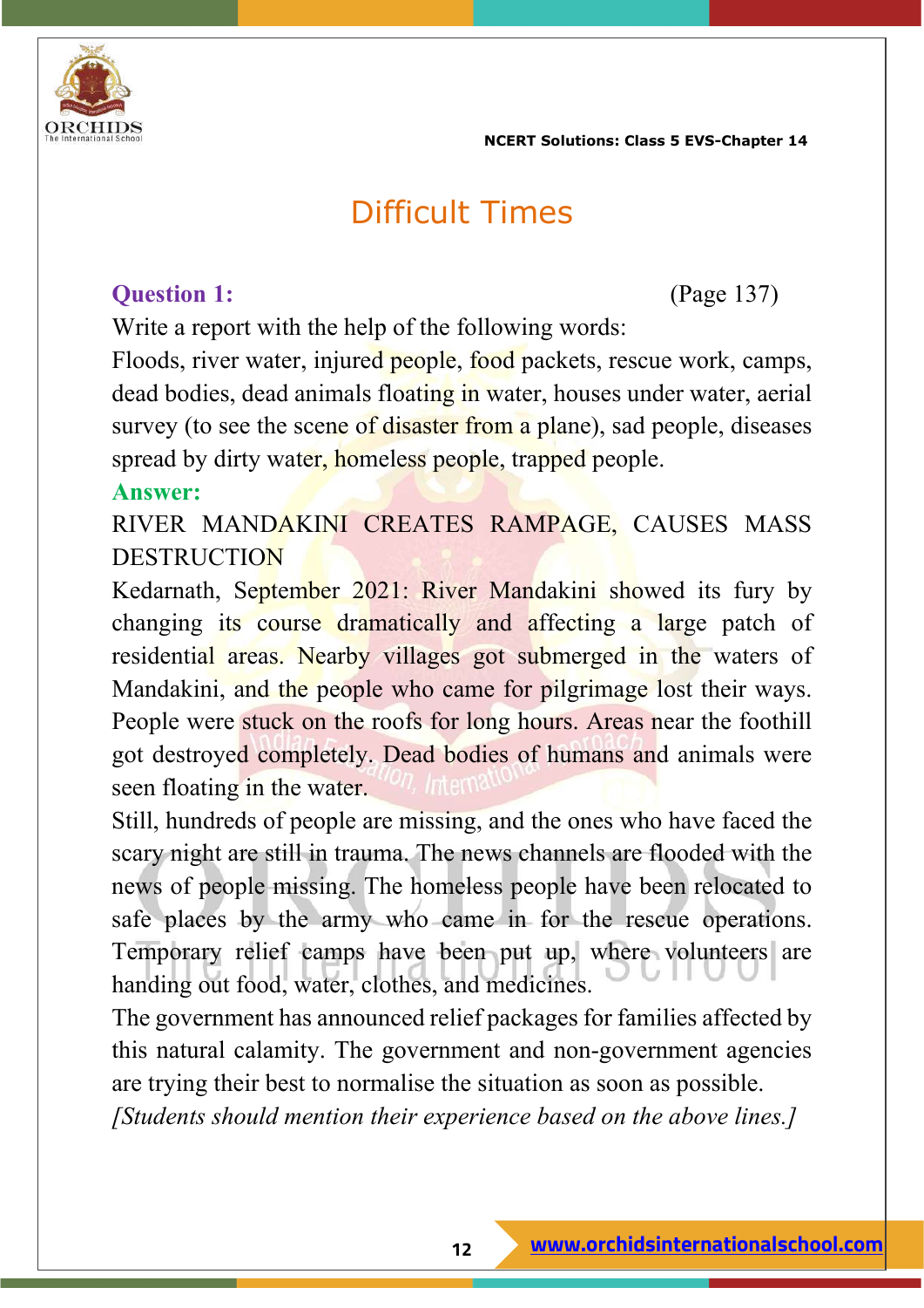# Difficult Times

**Question 1:** (Page 137)

Write a report with the help of the following words:

Floods, river water, injured people, food packets, rescue work, camps, dead bodies, dead animals floating in water, houses under water, aerial survey (to see the scene of disaster from a plane), sad people, diseases spread by dirty water, homeless people, trapped people.

**Answer:**

RIVER MANDAKINI CREATES RAMPAGE, CAUSES MASS DESTRUCTION

Kedarnath, September 2021: River Mandakini showed its fury by changing its course dramatically and affecting a large patch of residential areas. Nearby villages got submerged in the waters of Mandakini, and the people who came for pilgrimage lost their ways. People were stuck on the roofs for long hours. Areas near the foothill got destroyed completely. Dead bodies of humans and animals were seen floating in the water.

Still, hundreds of people are missing, and the ones who have faced the scary night are still in trauma. The news channels are flooded with the news of people missing. The homeless people have been relocated to safe places by the army who came in for the rescue operations. Temporary relief camps have been put up, where volunteers are handing out food, water, clothes, and medicines.

The government has announced relief packages for families affected by this natural calamity. The government and non-government agencies are trying their best to normalise the situation as soon as possible.

*[Students should mention their experience based on the above lines.]*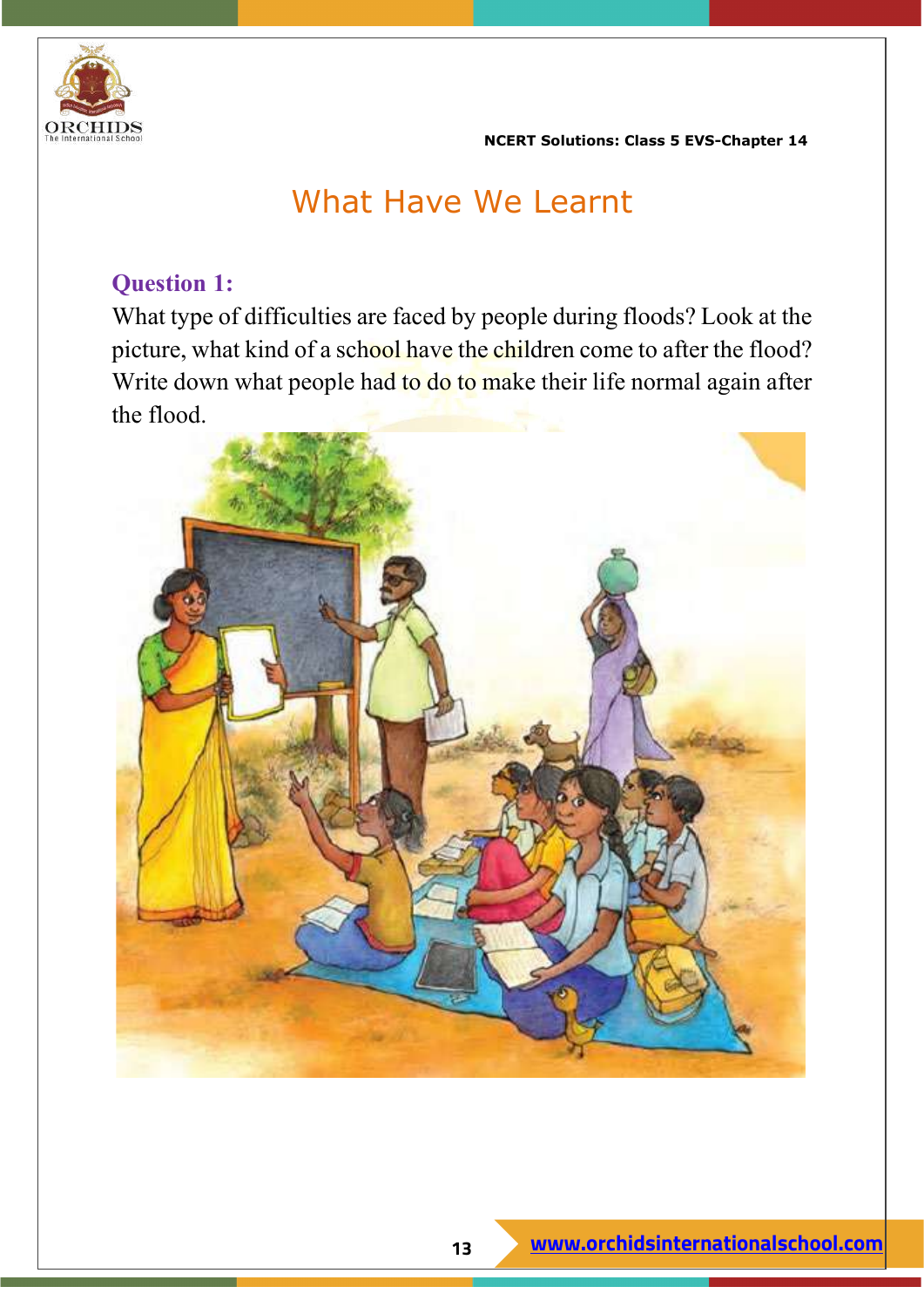# What Have We Learnt

### Question 1:

What type of difficulties are faced by people during floods? Look at the picture, what kind of a school have the children come to after the flood? Write down what people had to do to make their life normal again after the flood.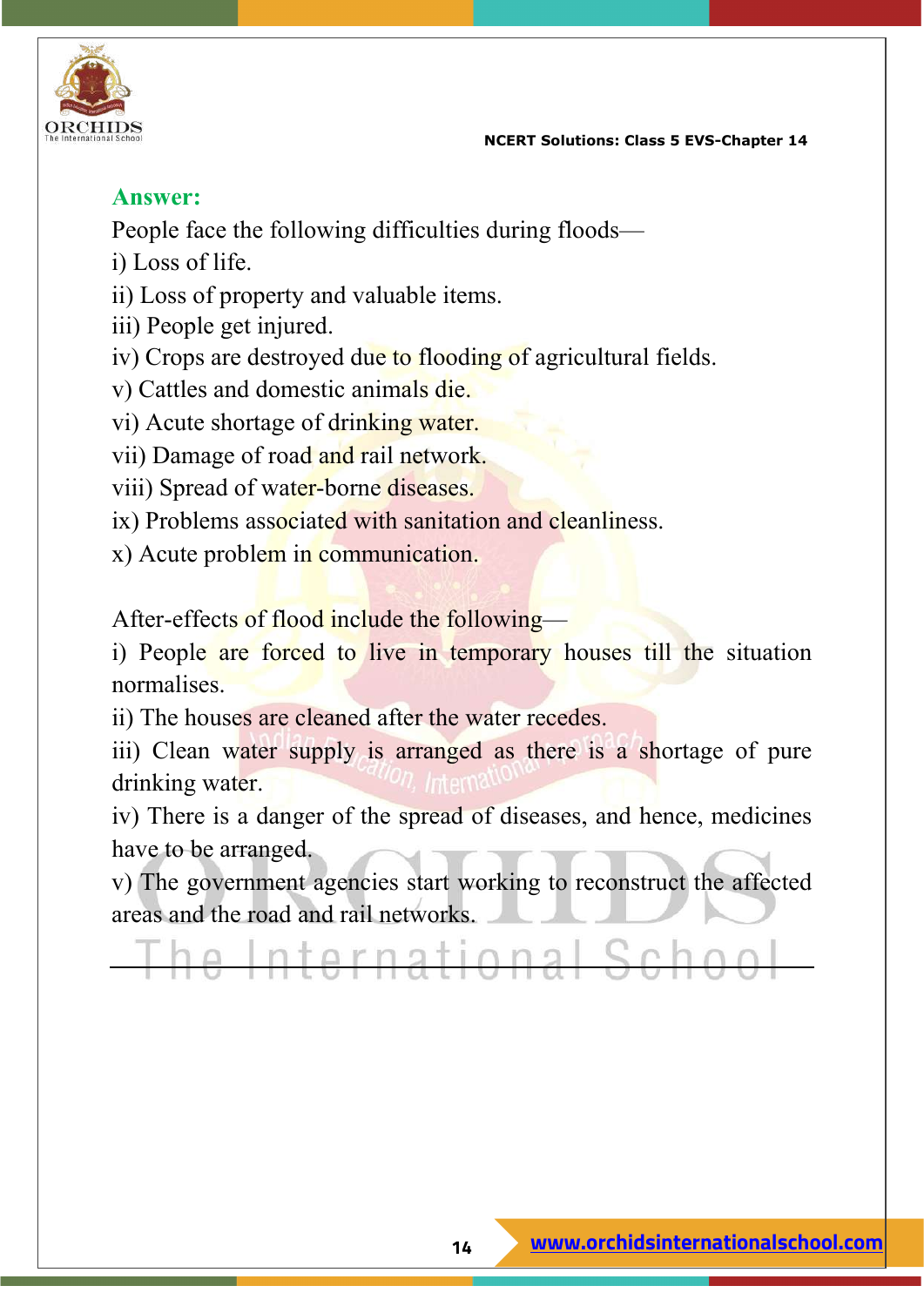**Answer:**

People face the following difficulties during floods—

i) Loss of life.

ii) Loss of property and valuable items.

iii) People get injured.

iv) Crops are destroyed due to flooding of agricultural fields.

v) Cattles and domestic animals die.

vi) Acute shortage of drinking water.

vii) Damage of road and rail network.

viii) Spread of water-borne diseases.

ix) Problems associated with sanitation and cleanliness.

x) Acute problem in communication.

After-effects of flood include the following—

i) People are forced to live in temporary houses till the situation normalises.

ii) The houses are cleaned after the water recedes.

iii) Clean water supply is arranged as there is a shortage of pure drinking water.

iv) There is a danger of the spread of diseases, and hence, medicines have to be arranged.

v) The government agencies start working to reconstruct the affected areas and the road and rail networks.